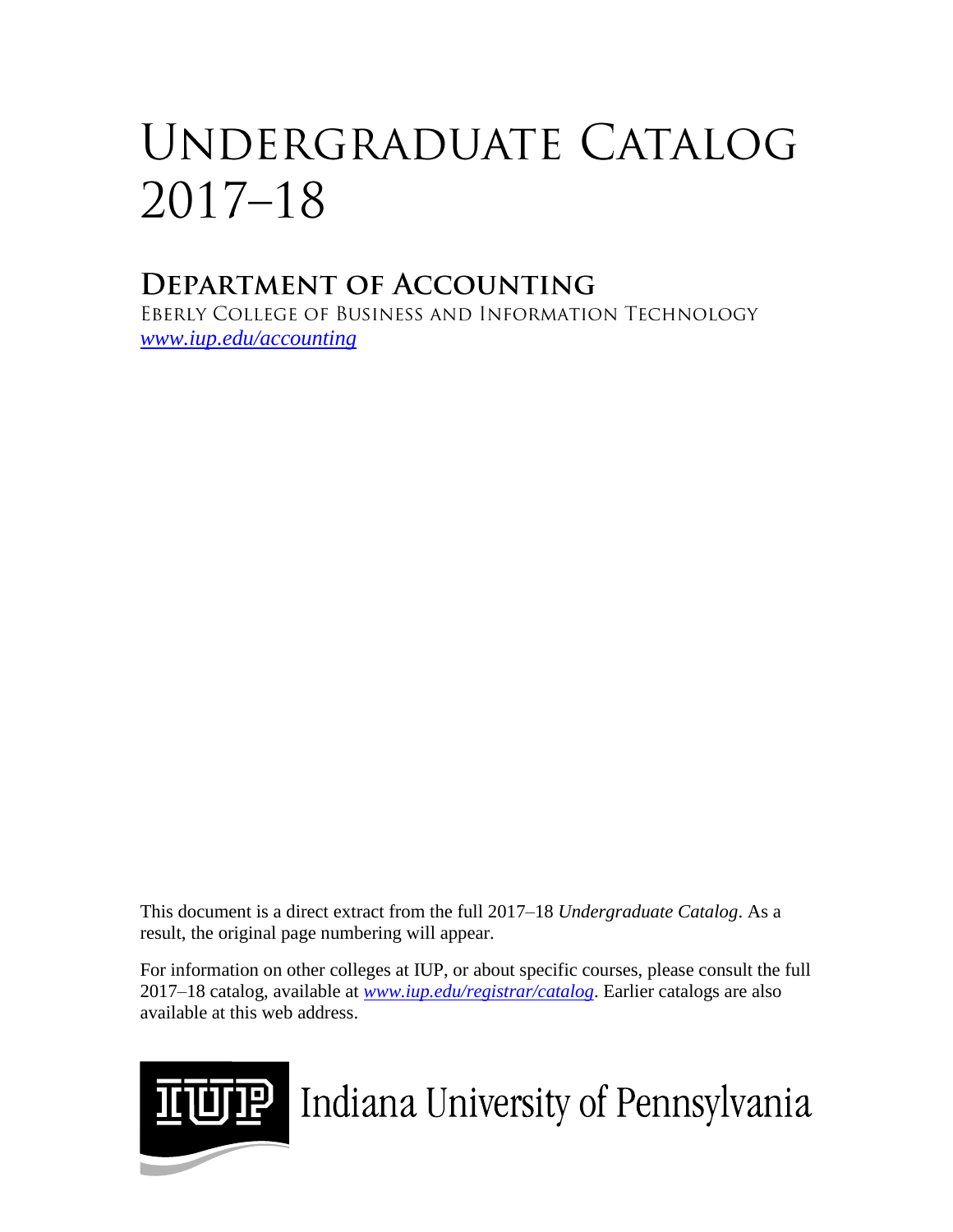# Undergraduate Catalog 2017–18

## Department of Accounting

Eberly College of Business and Information Technology

[www.iup.edu/accounting](http://www.iup.edu/accounting)

This document is a direct extract from the full 2017–18 *Undergraduate Catalog*. As a result, the original page numbering will appear.

For information on other colleges at IUP, or about specific courses, please consult the full 2017–18 catalog, available at [www.iup.edu/registrar/catalog](http://www.iup.edu/registrar/catalog). Earlier catalogs are also available at this web address.

IUP Indiana University of Pennsylvania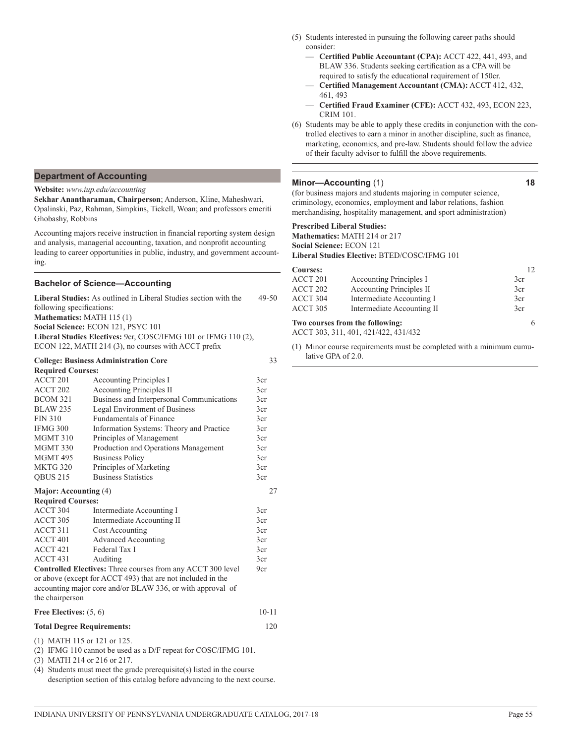## Department of Accounting

**Website:** *www.iup.edu/accounting*

**Sekhar Anantharaman, Chairperson**; Anderson, Kline, Maheshwari, Opalinski, Paz, Rahman, Simpkins, Tickell, Woan; and professors emeriti Ghobashy, Robbins

Accounting majors receive instruction in financial reporting system design and analysis, managerial accounting, taxation, and nonprofit accounting leading to career opportunities in public, industry, and government accounting.

### Bachelor of Science—Accounting

**Liberal Studies:** As outlined in Liberal Studies section with the following specifications: 49-50

**Mathematics:** MATH 115 (1)

**Social Science:** ECON 121, PSYC 101

**Liberal Studies Electives:** 9cr, COSC/IFMG 101 or IFMG 110 (2), ECON 122, MATH 214 (3), no courses with ACCT prefix

**College: Business Administration Core** 33

**Required Courses:**

| | | |
|---|---|---|
| ACCT 201 | Accounting Principles I | 3cr |
| ACCT 202 | Accounting Principles II | 3cr |
| BCOM 321 | Business and Interpersonal Communications | 3cr |
| BLAW 235 | Legal Environment of Business | 3cr |
| FIN 310 | Fundamentals of Finance | 3cr |
| IFMG 300 | Information Systems: Theory and Practice | 3cr |
| MGMT 310 | Principles of Management | 3cr |
| MGMT 330 | Production and Operations Management | 3cr |
| MGMT 495 | Business Policy | 3cr |
| MKTG 320 | Principles of Marketing | 3cr |
| QBUS 215 | Business Statistics | 3cr |

**Major: Accounting** (4) 27

**Required Courses:**

| | | |
|---|---|---|
| ACCT 304 | Intermediate Accounting I | 3cr |
| ACCT 305 | Intermediate Accounting II | 3cr |
| ACCT 311 | Cost Accounting | 3cr |
| ACCT 401 | Advanced Accounting | 3cr |
| ACCT 421 | Federal Tax I | 3cr |
| ACCT 431 | Auditing | 3cr |

**Controlled Electives:** Three courses from any ACCT 300 level or above (except for ACCT 493) that are not included in the accounting major core and/or BLAW 336, or with approval of the chairperson 9cr

**Free Electives:** (5, 6) 10-11

**Total Degree Requirements:** 120

(1) MATH 115 or 121 or 125.
(2) IFMG 110 cannot be used as a D/F repeat for COSC/IFMG 101.
(3) MATH 214 or 216 or 217.
(4) Students must meet the grade prerequisite(s) listed in the course description section of this catalog before advancing to the next course.
(5) Students interested in pursuing the following career paths should consider:
   - **Certified Public Accountant (CPA):** ACCT 422, 441, 493, and BLAW 336. Students seeking certification as a CPA will be required to satisfy the educational requirement of 150cr.
   - **Certified Management Accountant (CMA):** ACCT 412, 432, 461, 493
   - **Certified Fraud Examiner (CFE):** ACCT 432, 493, ECON 223, CRIM 101.
(6) Students may be able to apply these credits in conjunction with the controlled electives to earn a minor in another discipline, such as finance, marketing, economics, and pre-law. Students should follow the advice of their faculty advisor to fulfill the above requirements.

### Minor—Accounting (1) 18

(for business majors and students majoring in computer science, criminology, economics, employment and labor relations, fashion merchandising, hospitality management, and sport administration)

**Prescribed Liberal Studies:**

**Mathematics:** MATH 214 or 217

**Social Science:** ECON 121

**Liberal Studies Elective:** BTED/COSC/IFMG 101

**Courses:** 12

| | | |
|---|---|---|
| ACCT 201 | Accounting Principles I | 3cr |
| ACCT 202 | Accounting Principles II | 3cr |
| ACCT 304 | Intermediate Accounting I | 3cr |
| ACCT 305 | Intermediate Accounting II | 3cr |

**Two courses from the following:** 6

ACCT 303, 311, 401, 421/422, 431/432

(1) Minor course requirements must be completed with a minimum cumulative GPA of 2.0.